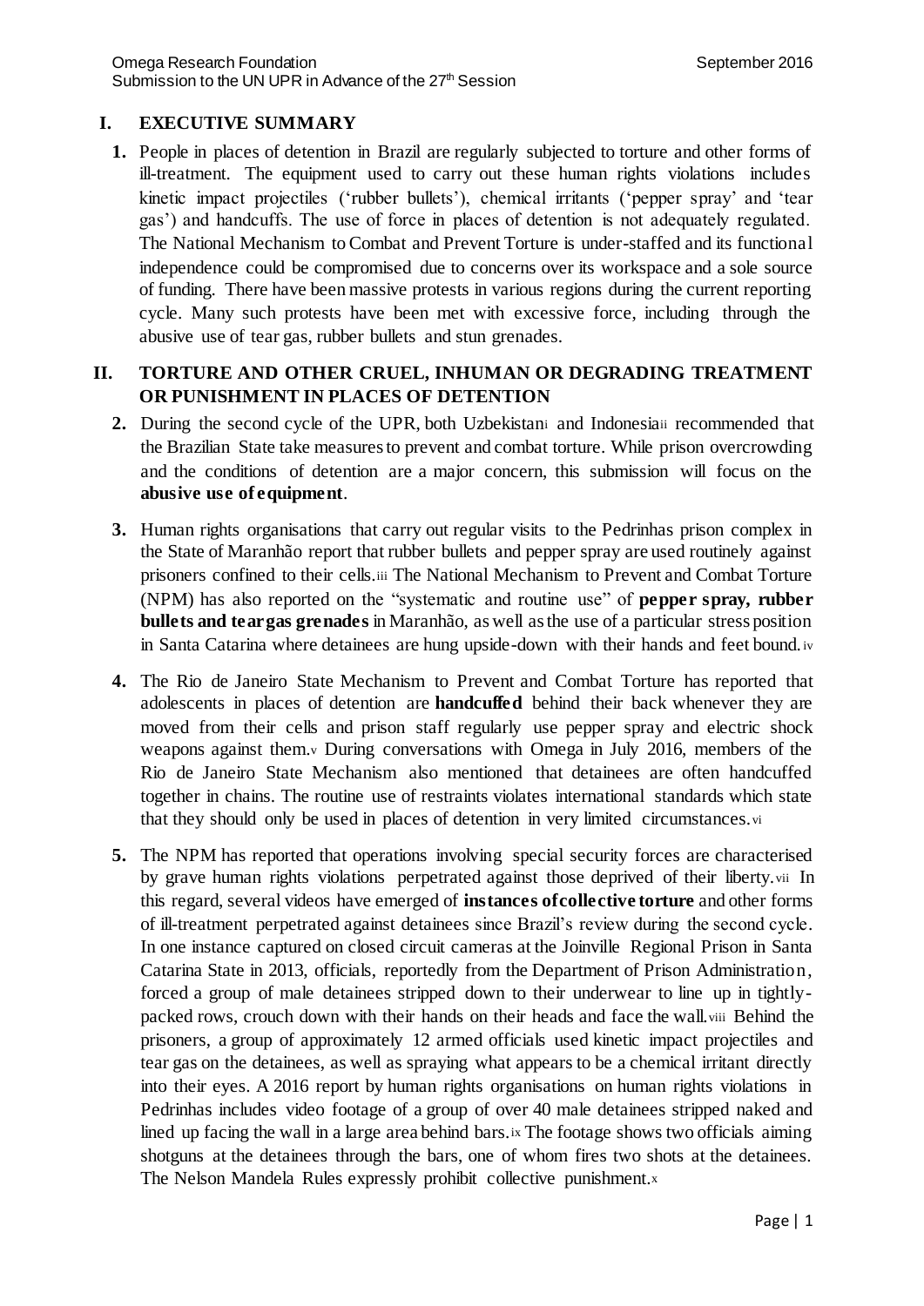## I. EXECUTIVE SUMMARY

**1.** People in places of detention in Brazil are regularly subjected to torture and other forms of ill-treatment. The equipment used to carry out these human rights violations includes kinetic impact projectiles ('rubber bullets'), chemical irritants ('pepper spray' and 'tear gas') and handcuffs. The use of force in places of detention is not adequately regulated. The National Mechanism to Combat and Prevent Torture is under-staffed and its functional independence could be compromised due to concerns over its workspace and a sole source of funding. There have been massive protests in various regions during the current reporting cycle. Many such protests have been met with excessive force, including through the abusive use of tear gas, rubber bullets and stun grenades.

## II. TORTURE AND OTHER CRUEL, INHUMAN OR DEGRADING TREATMENT OR PUNISHMENT IN PLACES OF DETENTION

**2.** During the second cycle of the UPR, both Uzbekistan[i] and Indonesia[ii] recommended that the Brazilian State take measures to prevent and combat torture. While prison overcrowding and the conditions of detention are a major concern, this submission will focus on the **abusive use of equipment**.

**3.** Human rights organisations that carry out regular visits to the Pedrinhas prison complex in the State of Maranhão report that rubber bullets and pepper spray are used routinely against prisoners confined to their cells.[iii] The National Mechanism to Prevent and Combat Torture (NPM) has also reported on the "systematic and routine use" of **pepper spray, rubber bullets and tear gas grenades** in Maranhão, as well as the use of a particular stress position in Santa Catarina where detainees are hung upside-down with their hands and feet bound.[iv]

**4.** The Rio de Janeiro State Mechanism to Prevent and Combat Torture has reported that adolescents in places of detention are **handcuffed** behind their back whenever they are moved from their cells and prison staff regularly use pepper spray and electric shock weapons against them.[v] During conversations with Omega in July 2016, members of the Rio de Janeiro State Mechanism also mentioned that detainees are often handcuffed together in chains. The routine use of restraints violates international standards which state that they should only be used in places of detention in very limited circumstances.[vi]

**5.** The NPM has reported that operations involving special security forces are characterised by grave human rights violations perpetrated against those deprived of their liberty.[vii] In this regard, several videos have emerged of **instances of collective torture** and other forms of ill-treatment perpetrated against detainees since Brazil's review during the second cycle. In one instance captured on closed circuit cameras at the Joinville Regional Prison in Santa Catarina State in 2013, officials, reportedly from the Department of Prison Administration, forced a group of male detainees stripped down to their underwear to line up in tightly-packed rows, crouch down with their hands on their heads and face the wall.[viii] Behind the prisoners, a group of approximately 12 armed officials used kinetic impact projectiles and tear gas on the detainees, as well as spraying what appears to be a chemical irritant directly into their eyes. A 2016 report by human rights organisations on human rights violations in Pedrinhas includes video footage of a group of over 40 male detainees stripped naked and lined up facing the wall in a large area behind bars.[ix] The footage shows two officials aiming shotguns at the detainees through the bars, one of whom fires two shots at the detainees. The Nelson Mandela Rules expressly prohibit collective punishment.[x]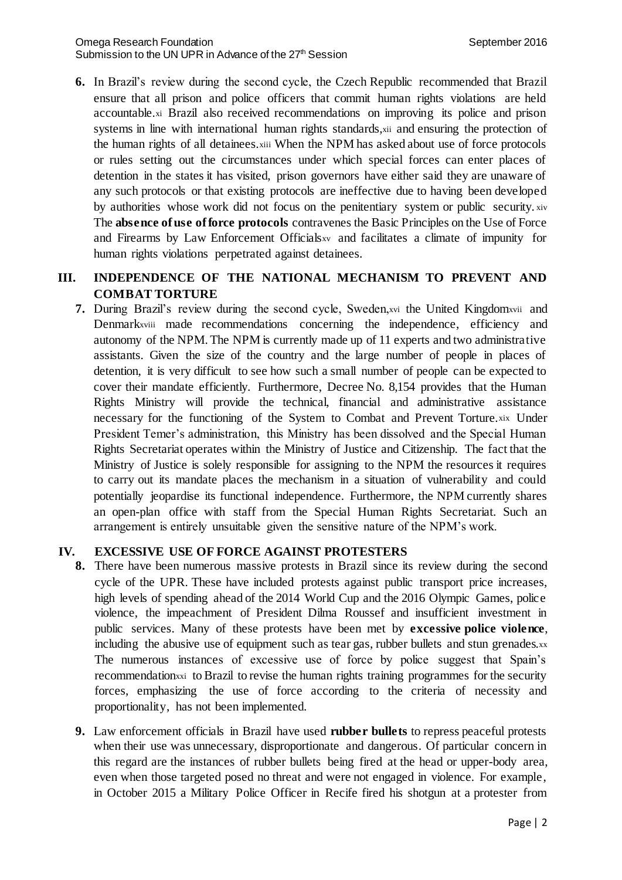**6.** In Brazil's review during the second cycle, the Czech Republic recommended that Brazil ensure that all prison and police officers that commit human rights violations are held accountable.[xi] Brazil also received recommendations on improving its police and prison systems in line with international human rights standards,[xii] and ensuring the protection of the human rights of all detainees.[xiii] When the NPM has asked about use of force protocols or rules setting out the circumstances under which special forces can enter places of detention in the states it has visited, prison governors have either said they are unaware of any such protocols or that existing protocols are ineffective due to having been developed by authorities whose work did not focus on the penitentiary system or public security.[xiv] The **absence of use of force protocols** contravenes the Basic Principles on the Use of Force and Firearms by Law Enforcement Officials[xv] and facilitates a climate of impunity for human rights violations perpetrated against detainees.

## III. INDEPENDENCE OF THE NATIONAL MECHANISM TO PREVENT AND COMBAT TORTURE

**7.** During Brazil's review during the second cycle, Sweden,[xvi] the United Kingdom[xvii] and Denmark[xviii] made recommendations concerning the independence, efficiency and autonomy of the NPM. The NPM is currently made up of 11 experts and two administrative assistants. Given the size of the country and the large number of people in places of detention, it is very difficult to see how such a small number of people can be expected to cover their mandate efficiently. Furthermore, Decree No. 8,154 provides that the Human Rights Ministry will provide the technical, financial and administrative assistance necessary for the functioning of the System to Combat and Prevent Torture.[xix] Under President Temer's administration, this Ministry has been dissolved and the Special Human Rights Secretariat operates within the Ministry of Justice and Citizenship. The fact that the Ministry of Justice is solely responsible for assigning to the NPM the resources it requires to carry out its mandate places the mechanism in a situation of vulnerability and could potentially jeopardise its functional independence. Furthermore, the NPM currently shares an open-plan office with staff from the Special Human Rights Secretariat. Such an arrangement is entirely unsuitable given the sensitive nature of the NPM's work.

## IV. EXCESSIVE USE OF FORCE AGAINST PROTESTERS

**8.** There have been numerous massive protests in Brazil since its review during the second cycle of the UPR. These have included protests against public transport price increases, high levels of spending ahead of the 2014 World Cup and the 2016 Olympic Games, police violence, the impeachment of President Dilma Roussef and insufficient investment in public services. Many of these protests have been met by **excessive police violence**, including the abusive use of equipment such as tear gas, rubber bullets and stun grenades.[xx] The numerous instances of excessive use of force by police suggest that Spain's recommendation[xxi] to Brazil to revise the human rights training programmes for the security forces, emphasizing the use of force according to the criteria of necessity and proportionality, has not been implemented.

**9.** Law enforcement officials in Brazil have used **rubber bullets** to repress peaceful protests when their use was unnecessary, disproportionate and dangerous. Of particular concern in this regard are the instances of rubber bullets being fired at the head or upper-body area, even when those targeted posed no threat and were not engaged in violence. For example, in October 2015 a Military Police Officer in Recife fired his shotgun at a protester from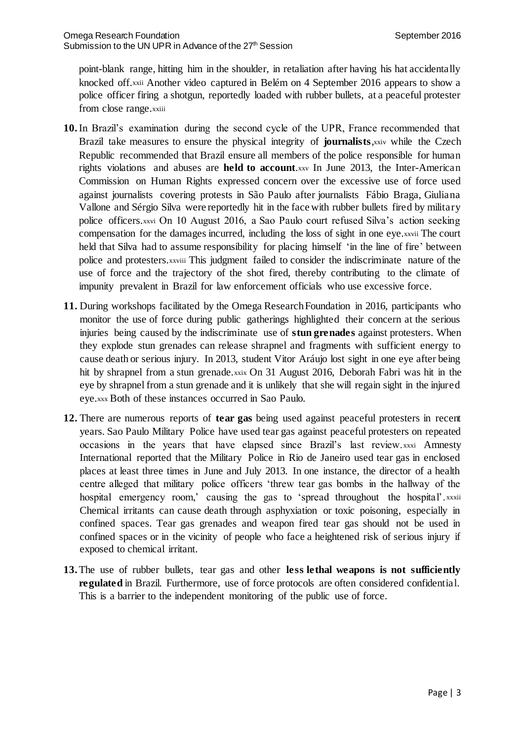point-blank range, hitting him in the shoulder, in retaliation after having his hat accidentally knocked off.[xxii] Another video captured in Belém on 4 September 2016 appears to show a police officer firing a shotgun, reportedly loaded with rubber bullets, at a peaceful protester from close range.[xxiii]

**10.** In Brazil's examination during the second cycle of the UPR, France recommended that Brazil take measures to ensure the physical integrity of **journalists**,[xxiv] while the Czech Republic recommended that Brazil ensure all members of the police responsible for human rights violations and abuses are **held to account**.[xxv] In June 2013, the Inter-American Commission on Human Rights expressed concern over the excessive use of force used against journalists covering protests in São Paulo after journalists Fábio Braga, Giuliana Vallone and Sérgio Silva were reportedly hit in the face with rubber bullets fired by military police officers.[xxvi] On 10 August 2016, a Sao Paulo court refused Silva's action seeking compensation for the damages incurred, including the loss of sight in one eye.[xxvii] The court held that Silva had to assume responsibility for placing himself 'in the line of fire' between police and protesters.[xxviii] This judgment failed to consider the indiscriminate nature of the use of force and the trajectory of the shot fired, thereby contributing to the climate of impunity prevalent in Brazil for law enforcement officials who use excessive force.

**11.** During workshops facilitated by the Omega Research Foundation in 2016, participants who monitor the use of force during public gatherings highlighted their concern at the serious injuries being caused by the indiscriminate use of **stun grenades** against protesters. When they explode stun grenades can release shrapnel and fragments with sufficient energy to cause death or serious injury. In 2013, student Vitor Aráujo lost sight in one eye after being hit by shrapnel from a stun grenade.[xxix] On 31 August 2016, Deborah Fabri was hit in the eye by shrapnel from a stun grenade and it is unlikely that she will regain sight in the injured eye.[xxx] Both of these instances occurred in Sao Paulo.

**12.** There are numerous reports of **tear gas** being used against peaceful protesters in recent years. Sao Paulo Military Police have used tear gas against peaceful protesters on repeated occasions in the years that have elapsed since Brazil's last review.[xxxi] Amnesty International reported that the Military Police in Rio de Janeiro used tear gas in enclosed places at least three times in June and July 2013. In one instance, the director of a health centre alleged that military police officers 'threw tear gas bombs in the hallway of the hospital emergency room,' causing the gas to 'spread throughout the hospital'.[xxxii] Chemical irritants can cause death through asphyxiation or toxic poisoning, especially in confined spaces. Tear gas grenades and weapon fired tear gas should not be used in confined spaces or in the vicinity of people who face a heightened risk of serious injury if exposed to chemical irritant.

**13.** The use of rubber bullets, tear gas and other **less lethal weapons is not sufficiently regulated** in Brazil. Furthermore, use of force protocols are often considered confidential. This is a barrier to the independent monitoring of the public use of force.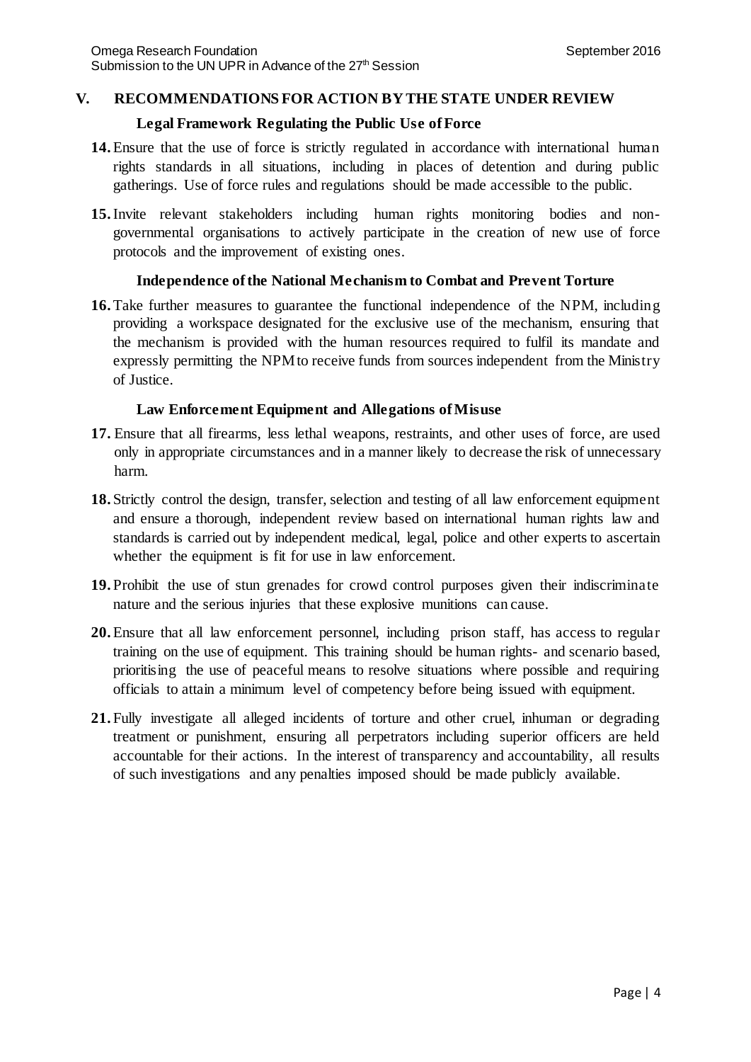## V. RECOMMENDATIONS FOR ACTION BY THE STATE UNDER REVIEW

### Legal Framework Regulating the Public Use of Force

**14.** Ensure that the use of force is strictly regulated in accordance with international human rights standards in all situations, including in places of detention and during public gatherings. Use of force rules and regulations should be made accessible to the public.

**15.** Invite relevant stakeholders including human rights monitoring bodies and non-governmental organisations to actively participate in the creation of new use of force protocols and the improvement of existing ones.

### Independence of the National Mechanism to Combat and Prevent Torture

**16.** Take further measures to guarantee the functional independence of the NPM, including providing a workspace designated for the exclusive use of the mechanism, ensuring that the mechanism is provided with the human resources required to fulfil its mandate and expressly permitting the NPM to receive funds from sources independent from the Ministry of Justice.

### Law Enforcement Equipment and Allegations of Misuse

**17.** Ensure that all firearms, less lethal weapons, restraints, and other uses of force, are used only in appropriate circumstances and in a manner likely to decrease the risk of unnecessary harm.

**18.** Strictly control the design, transfer, selection and testing of all law enforcement equipment and ensure a thorough, independent review based on international human rights law and standards is carried out by independent medical, legal, police and other experts to ascertain whether the equipment is fit for use in law enforcement.

**19.** Prohibit the use of stun grenades for crowd control purposes given their indiscriminate nature and the serious injuries that these explosive munitions can cause.

**20.** Ensure that all law enforcement personnel, including prison staff, has access to regular training on the use of equipment. This training should be human rights- and scenario based, prioritising the use of peaceful means to resolve situations where possible and requiring officials to attain a minimum level of competency before being issued with equipment.

**21.** Fully investigate all alleged incidents of torture and other cruel, inhuman or degrading treatment or punishment, ensuring all perpetrators including superior officers are held accountable for their actions. In the interest of transparency and accountability, all results of such investigations and any penalties imposed should be made publicly available.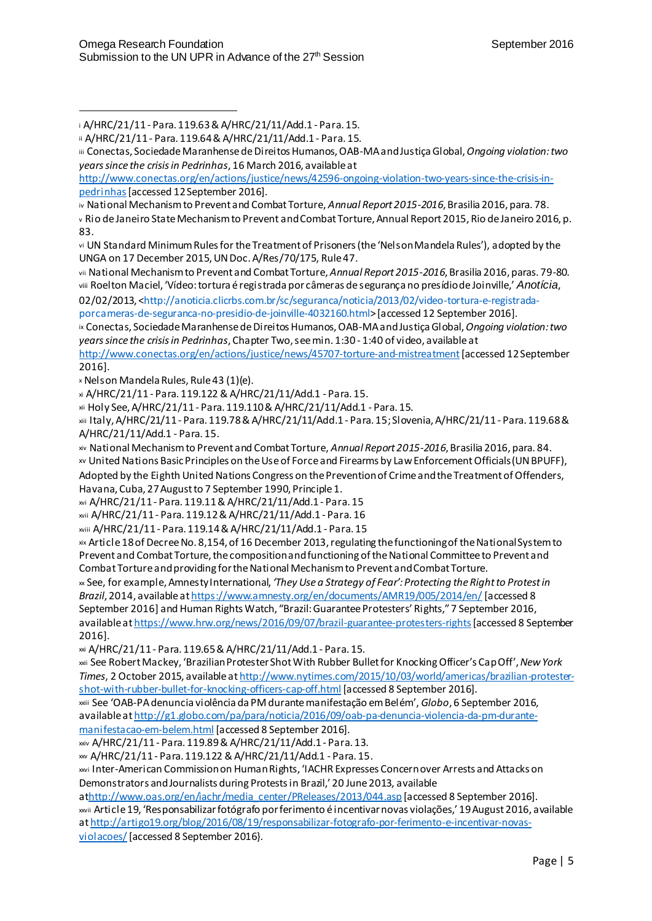i A/HRC/21/11 - Para. 119.63 & A/HRC/21/11/Add.1 - Para. 15.

ii A/HRC/21/11 - Para. 119.64 & A/HRC/21/11/Add.1 - Para. 15.

iii Conectas, Sociedade Maranhense de Direitos Humanos, OAB-MA and Justiça Global, *Ongoing violation: two years since the crisis in Pedrinhas*, 16 March 2016, available at http://www.conectas.org/en/actions/justice/news/42596-ongoing-violation-two-years-since-the-crisis-in-pedrinhas [accessed 12 September 2016].

iv National Mechanism to Prevent and Combat Torture, *Annual Report 2015-2016*, Brasilia 2016, para. 78.

v Rio de Janeiro State Mechanism to Prevent and Combat Torture, Annual Report 2015, Rio de Janeiro 2016, p. 83.

vi UN Standard Minimum Rules for the Treatment of Prisoners (the 'Nelson Mandela Rules'), adopted by the UNGA on 17 December 2015, UN Doc. A/Res/70/175, Rule 47.

vii National Mechanism to Prevent and Combat Torture, *Annual Report 2015-2016*, Brasilia 2016, paras. 79-80.

viii Roelton Maciel, 'Vídeo: tortura é registrada por câmeras de segurança no presídio de Joinville,' *Anotícia*, 02/02/2013, <http://anoticia.clicrbs.com.br/sc/seguranca/noticia/2013/02/video-tortura-e-registrada-porcameras-de-seguranca-no-presidio-de-joinville-4032160.html> [accessed 12 September 2016].

ix Conectas, Sociedade Maranhense de Direitos Humanos, OAB-MA and Justiça Global, *Ongoing violation: two years since the crisis in Pedrinhas*, Chapter Two, see min. 1:30 - 1:40 of video, available at http://www.conectas.org/en/actions/justice/news/45707-torture-and-mistreatment [accessed 12 September 2016].

x Nelson Mandela Rules, Rule 43 (1)(e).

xi A/HRC/21/11 - Para. 119.122 & A/HRC/21/11/Add.1 - Para. 15.

xii Holy See, A/HRC/21/11 - Para. 119.110 & A/HRC/21/11/Add.1 - Para. 15.

xiii Italy, A/HRC/21/11 - Para. 119.78 & A/HRC/21/11/Add.1 - Para. 15; Slovenia, A/HRC/21/11 - Para. 119.68 & A/HRC/21/11/Add.1 - Para. 15.

xiv National Mechanism to Prevent and Combat Torture, *Annual Report 2015-2016*, Brasilia 2016, para. 84.

xv United Nations Basic Principles on the Use of Force and Firearms by Law Enforcement Officials (UN BPUFF), Adopted by the Eighth United Nations Congress on the Prevention of Crime and the Treatment of Offenders, Havana, Cuba, 27 August to 7 September 1990, Principle 1.

xvi A/HRC/21/11 - Para. 119.11 & A/HRC/21/11/Add.1 - Para. 15

xvii A/HRC/21/11 - Para. 119.12 & A/HRC/21/11/Add.1 - Para. 16

xviii A/HRC/21/11 - Para. 119.14 & A/HRC/21/11/Add.1 - Para. 15

xix Article 18 of Decree No. 8,154, of 16 December 2013, regulating the functioning of the National System to Prevent and Combat Torture, the composition and functioning of the National Committee to Prevent and Combat Torture and providing for the National Mechanism to Prevent and Combat Torture.

xx See, for example, Amnesty International, *'They Use a Strategy of Fear': Protecting the Right to Protest in Brazil*, 2014, available at https://www.amnesty.org/en/documents/AMR19/005/2014/en/ [accessed 8 September 2016] and Human Rights Watch, "Brazil: Guarantee Protesters' Rights," 7 September 2016, available at https://www.hrw.org/news/2016/09/07/brazil-guarantee-protesters-rights [accessed 8 September 2016].

xxi A/HRC/21/11 - Para. 119.65 & A/HRC/21/11/Add.1 - Para. 15.

xxii See Robert Mackey, 'Brazilian Protester Shot With Rubber Bullet for Knocking Officer's Cap Off', *New York Times*, 2 October 2015, available at http://www.nytimes.com/2015/10/03/world/americas/brazilian-protester-shot-with-rubber-bullet-for-knocking-officers-cap-off.html [accessed 8 September 2016].

xxiii See 'OAB-PA denuncia violência da PM durante manifestação em Belém', *Globo*, 6 September 2016, available at http://g1.globo.com/pa/para/noticia/2016/09/oab-pa-denuncia-violencia-da-pm-durante-manifestacao-em-belem.html [accessed 8 September 2016].

xxiv A/HRC/21/11 - Para. 119.89 & A/HRC/21/11/Add.1 - Para. 13.

xxv A/HRC/21/11 - Para. 119.122 & A/HRC/21/11/Add.1 - Para. 15.

xxvi Inter-American Commission on Human Rights, 'IACHR Expresses Concern over Arrests and Attacks on Demonstrators and Journalists during Protests in Brazil,' 20 June 2013, available at http://www.oas.org/en/iachr/media_center/PReleases/2013/044.asp [accessed 8 September 2016].

xxvii Article 19, 'Responsabilizar fotógrafo por ferimento é incentivar novas violações,' 19 August 2016, available at http://artigo19.org/blog/2016/08/19/responsabilizar-fotografo-por-ferimento-e-incentivar-novas-violacoes/ [accessed 8 September 2016}.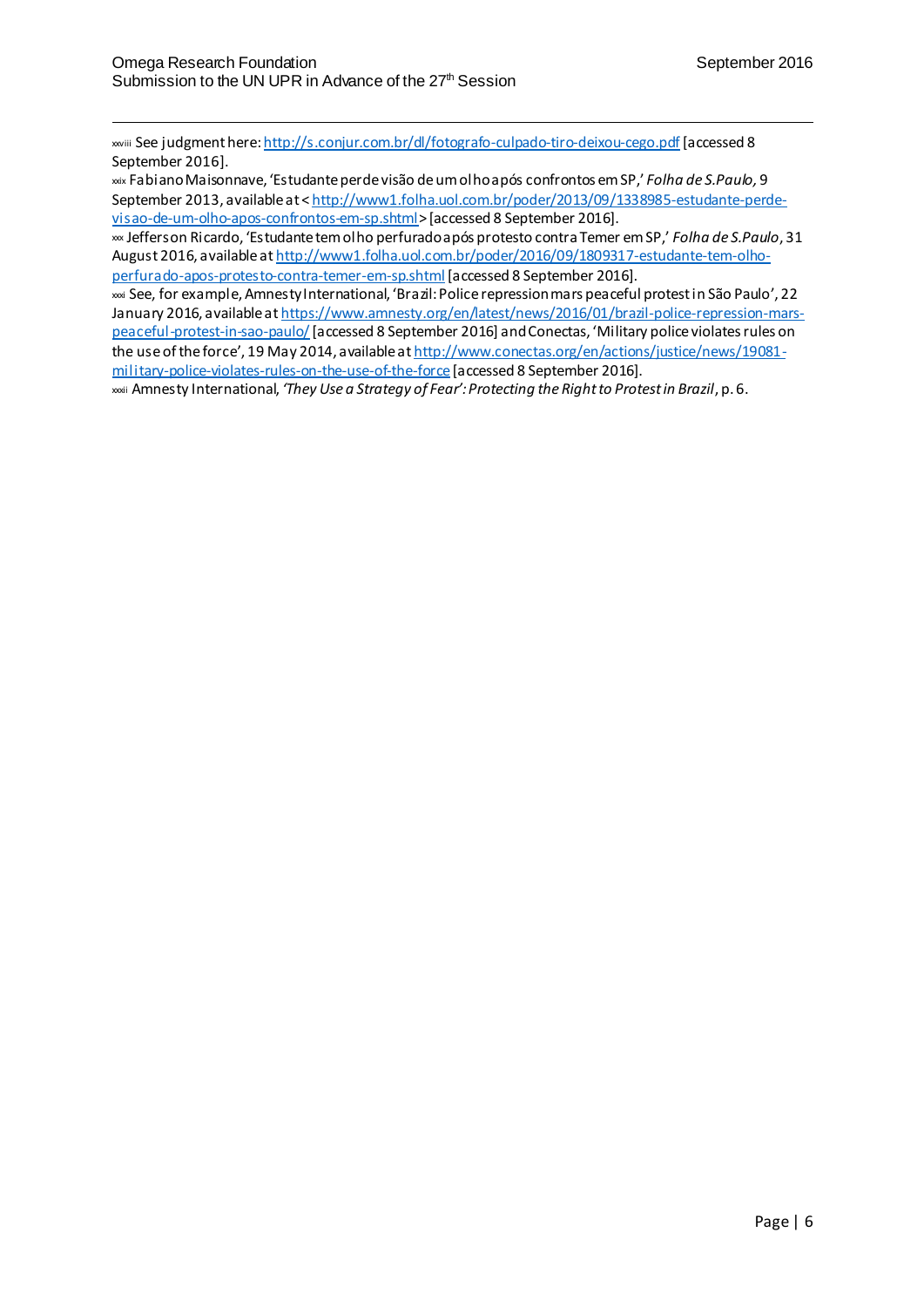[xxviii] See judgment here: http://s.conjur.com.br/dl/fotografo-culpado-tiro-deixou-cego.pdf [accessed 8 September 2016].

[xxix] Fabiano Maisonnave, 'Estudante perde visão de um olho após confrontos em SP,' *Folha de S.Paulo,* 9 September 2013, available at < http://www1.folha.uol.com.br/poder/2013/09/1338985-estudante-perde-visao-de-um-olho-apos-confrontos-em-sp.shtml > [accessed 8 September 2016].

[xxx] Jefferson Ricardo, 'Estudante tem olho perfurado após protesto contra Temer em SP,' *Folha de S.Paulo*, 31 August 2016, available at http://www1.folha.uol.com.br/poder/2016/09/1809317-estudante-tem-olho-perfurado-apos-protesto-contra-temer-em-sp.shtml [accessed 8 September 2016].

[xxxi] See, for example, Amnesty International, 'Brazil: Police repression mars peaceful protest in São Paulo', 22 January 2016, available at https://www.amnesty.org/en/latest/news/2016/01/brazil-police-repression-mars-peaceful-protest-in-sao-paulo/ [accessed 8 September 2016] and Conectas, 'Military police violates rules on the use of the force', 19 May 2014, available at http://www.conectas.org/en/actions/justice/news/19081-military-police-violates-rules-on-the-use-of-the-force [accessed 8 September 2016].

[xxxii] Amnesty International, *'They Use a Strategy of Fear': Protecting the Right to Protest in Brazil*, p. 6.